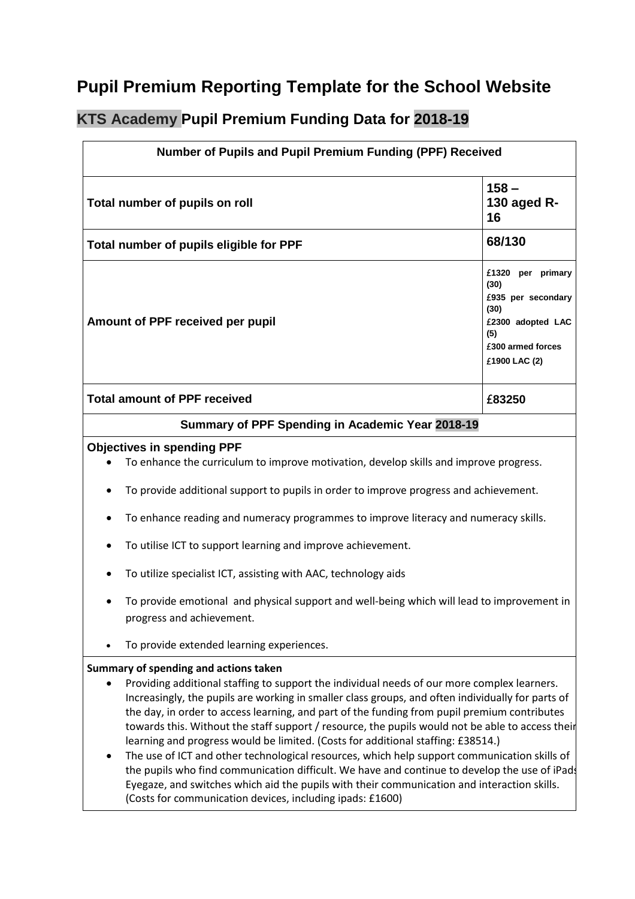# Pupil Premium Reporting Template for the School Website

## KTS Academy Pupil Premium Funding Data for 2018-19

| Number of Pupils and Pupil Premium Funding (PPF) Received | |
|---|---|
| **Total number of pupils on roll** | **158 – 130 aged R-16** |
| **Total number of pupils eligible for PPF** | **68/130** |
| **Amount of PPF received per pupil** | **£1320 per primary (30)**<br>**£935 per secondary (30)**<br>**£2300 adopted LAC (5)**<br>**£300 armed forces**<br>**£1900 LAC (2)** |
| **Total amount of PPF received** | **£83250** |

### Summary of PPF Spending in Academic Year 2018-19

**Objectives in spending PPF**

- To enhance the curriculum to improve motivation, develop skills and improve progress.
- To provide additional support to pupils in order to improve progress and achievement.
- To enhance reading and numeracy programmes to improve literacy and numeracy skills.
- To utilise ICT to support learning and improve achievement.
- To utilize specialist ICT, assisting with AAC, technology aids
- To provide emotional and physical support and well-being which will lead to improvement in progress and achievement.
- To provide extended learning experiences.

**Summary of spending and actions taken**

- Providing additional staffing to support the individual needs of our more complex learners. Increasingly, the pupils are working in smaller class groups, and often individually for parts of the day, in order to access learning, and part of the funding from pupil premium contributes towards this. Without the staff support / resource, the pupils would not be able to access their learning and progress would be limited. (Costs for additional staffing: £38514.)
- The use of ICT and other technological resources, which help support communication skills of the pupils who find communication difficult. We have and continue to develop the use of iPads Eyegaze, and switches which aid the pupils with their communication and interaction skills. (Costs for communication devices, including ipads: £1600)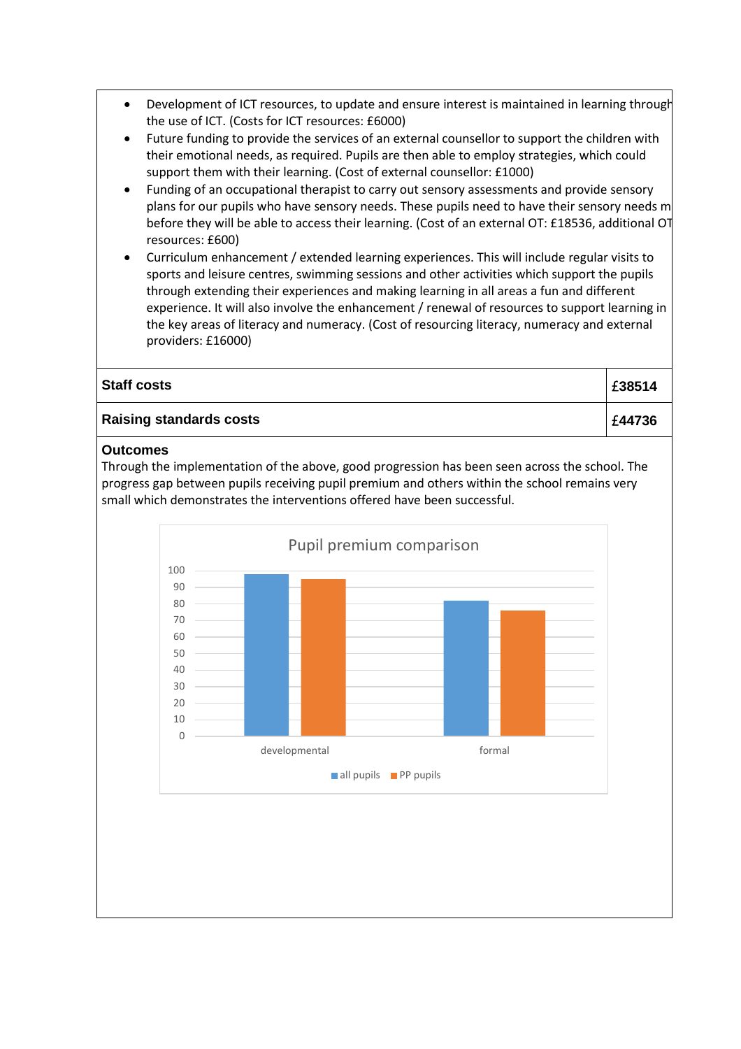- Development of ICT resources, to update and ensure interest is maintained in learning through the use of ICT. (Costs for ICT resources: £6000)
- Future funding to provide the services of an external counsellor to support the children with their emotional needs, as required. Pupils are then able to employ strategies, which could support them with their learning. (Cost of external counsellor: £1000)
- Funding of an occupational therapist to carry out sensory assessments and provide sensory plans for our pupils who have sensory needs. These pupils need to have their sensory needs m before they will be able to access their learning. (Cost of an external OT: £18536, additional OT resources: £600)
- Curriculum enhancement / extended learning experiences. This will include regular visits to sports and leisure centres, swimming sessions and other activities which support the pupils through extending their experiences and making learning in all areas a fun and different experience. It will also involve the enhancement / renewal of resources to support learning in the key areas of literacy and numeracy. (Cost of resourcing literacy, numeracy and external providers: £16000)

| | |
|---|---|
| **Staff costs** | **£38514** |
| **Raising standards costs** | **£44736** |

**Outcomes**

Through the implementation of the above, good progression has been seen across the school. The progress gap between pupils receiving pupil premium and others within the school remains very small which demonstrates the interventions offered have been successful.

Pupil premium comparison

100
90
80
70
60
50
40
30
20
10
0

developmental
formal

all pupils
PP pupils